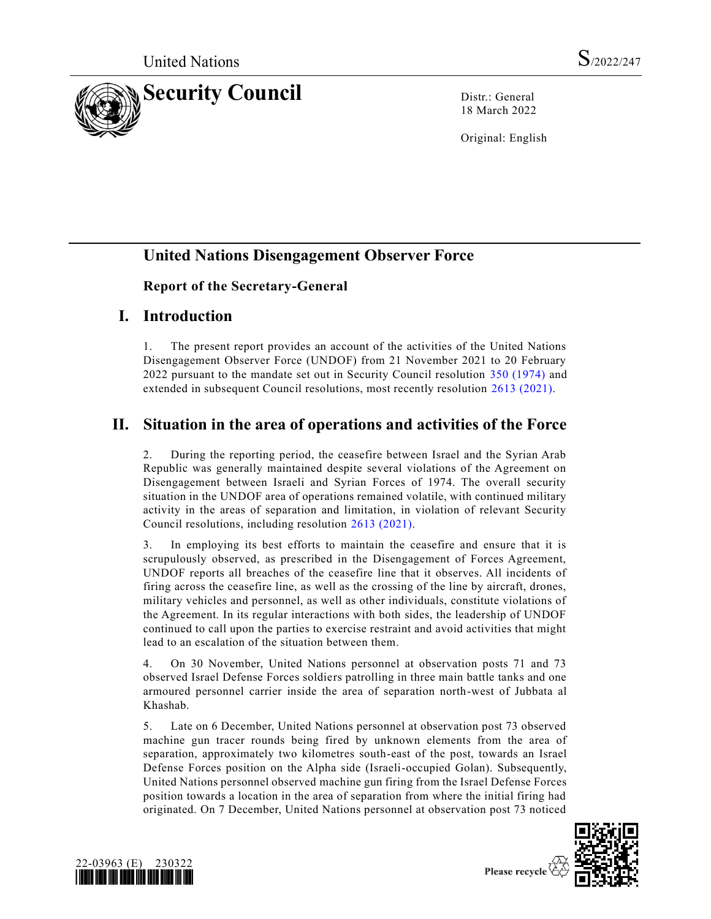United Nations S/2022/247

# Security Council

Distr.: General
18 March 2022

Original: English

# United Nations Disengagement Observer Force

## Report of the Secretary-General

## I. Introduction

1. The present report provides an account of the activities of the United Nations Disengagement Observer Force (UNDOF) from 21 November 2021 to 20 February 2022 pursuant to the mandate set out in Security Council resolution 350 (1974) and extended in subsequent Council resolutions, most recently resolution 2613 (2021).

## II. Situation in the area of operations and activities of the Force

2. During the reporting period, the ceasefire between Israel and the Syrian Arab Republic was generally maintained despite several violations of the Agreement on Disengagement between Israeli and Syrian Forces of 1974. The overall security situation in the UNDOF area of operations remained volatile, with continued military activity in the areas of separation and limitation, in violation of relevant Security Council resolutions, including resolution 2613 (2021).

3. In employing its best efforts to maintain the ceasefire and ensure that it is scrupulously observed, as prescribed in the Disengagement of Forces Agreement, UNDOF reports all breaches of the ceasefire line that it observes. All incidents of firing across the ceasefire line, as well as the crossing of the line by aircraft, drones, military vehicles and personnel, as well as other individuals, constitute violations of the Agreement. In its regular interactions with both sides, the leadership of UNDOF continued to call upon the parties to exercise restraint and avoid activities that might lead to an escalation of the situation between them.

4. On 30 November, United Nations personnel at observation posts 71 and 73 observed Israel Defense Forces soldiers patrolling in three main battle tanks and one armoured personnel carrier inside the area of separation north-west of Jubbata al Khashab.

5. Late on 6 December, United Nations personnel at observation post 73 observed machine gun tracer rounds being fired by unknown elements from the area of separation, approximately two kilometres south-east of the post, towards an Israel Defense Forces position on the Alpha side (Israeli-occupied Golan). Subsequently, United Nations personnel observed machine gun firing from the Israel Defense Forces position towards a location in the area of separation from where the initial firing had originated. On 7 December, United Nations personnel at observation post 73 noticed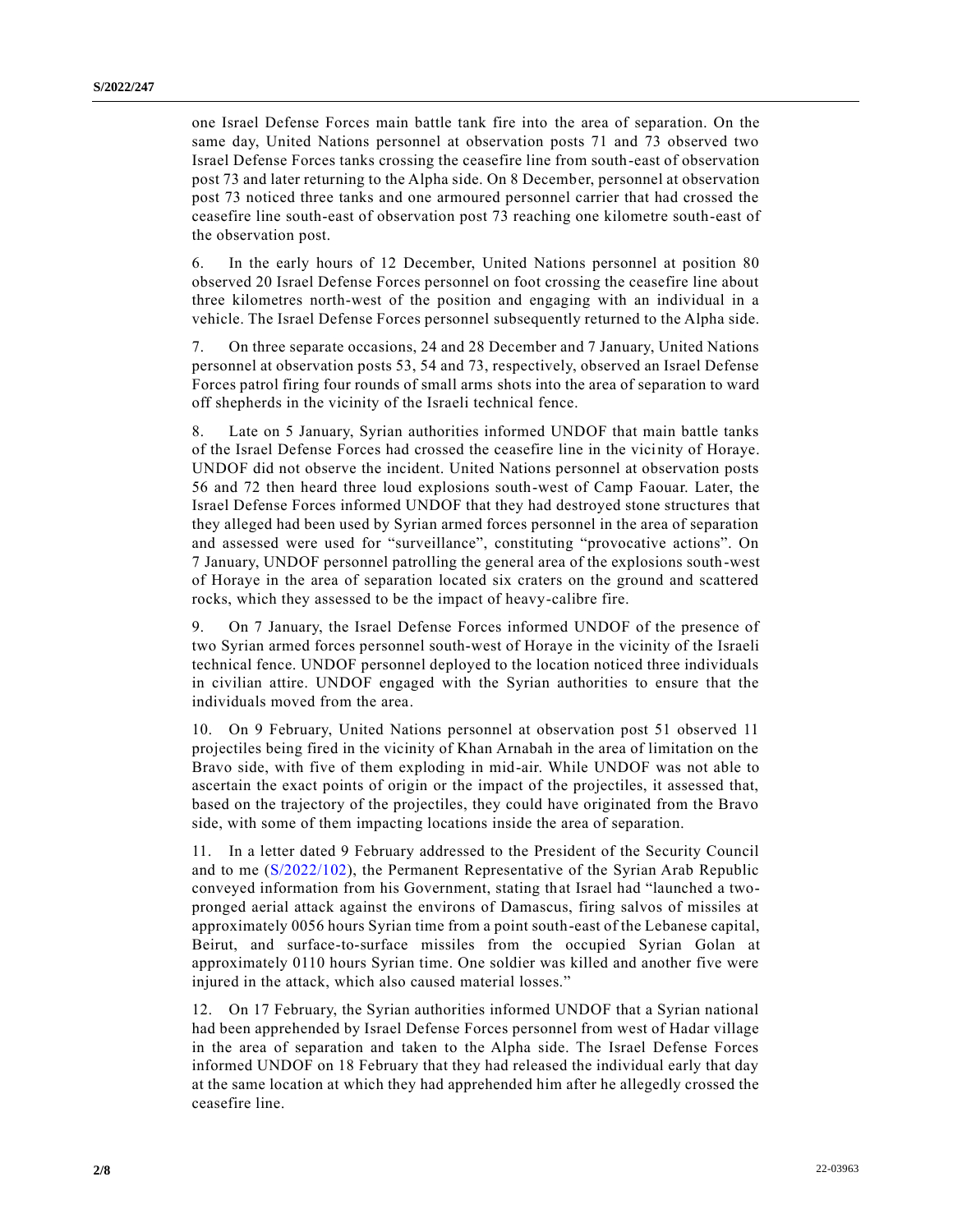one Israel Defense Forces main battle tank fire into the area of separation. On the same day, United Nations personnel at observation posts 71 and 73 observed two Israel Defense Forces tanks crossing the ceasefire line from south-east of observation post 73 and later returning to the Alpha side. On 8 December, personnel at observation post 73 noticed three tanks and one armoured personnel carrier that had crossed the ceasefire line south-east of observation post 73 reaching one kilometre south-east of the observation post.

6. In the early hours of 12 December, United Nations personnel at position 80 observed 20 Israel Defense Forces personnel on foot crossing the ceasefire line about three kilometres north-west of the position and engaging with an individual in a vehicle. The Israel Defense Forces personnel subsequently returned to the Alpha side.

7. On three separate occasions, 24 and 28 December and 7 January, United Nations personnel at observation posts 53, 54 and 73, respectively, observed an Israel Defense Forces patrol firing four rounds of small arms shots into the area of separation to ward off shepherds in the vicinity of the Israeli technical fence.

8. Late on 5 January, Syrian authorities informed UNDOF that main battle tanks of the Israel Defense Forces had crossed the ceasefire line in the vicinity of Horaye. UNDOF did not observe the incident. United Nations personnel at observation posts 56 and 72 then heard three loud explosions south-west of Camp Faouar. Later, the Israel Defense Forces informed UNDOF that they had destroyed stone structures that they alleged had been used by Syrian armed forces personnel in the area of separation and assessed were used for "surveillance", constituting "provocative actions". On 7 January, UNDOF personnel patrolling the general area of the explosions south-west of Horaye in the area of separation located six craters on the ground and scattered rocks, which they assessed to be the impact of heavy-calibre fire.

9. On 7 January, the Israel Defense Forces informed UNDOF of the presence of two Syrian armed forces personnel south-west of Horaye in the vicinity of the Israeli technical fence. UNDOF personnel deployed to the location noticed three individuals in civilian attire. UNDOF engaged with the Syrian authorities to ensure that the individuals moved from the area.

10. On 9 February, United Nations personnel at observation post 51 observed 11 projectiles being fired in the vicinity of Khan Arnabah in the area of limitation on the Bravo side, with five of them exploding in mid-air. While UNDOF was not able to ascertain the exact points of origin or the impact of the projectiles, it assessed that, based on the trajectory of the projectiles, they could have originated from the Bravo side, with some of them impacting locations inside the area of separation.

11. In a letter dated 9 February addressed to the President of the Security Council and to me (S/2022/102), the Permanent Representative of the Syrian Arab Republic conveyed information from his Government, stating that Israel had "launched a two-pronged aerial attack against the environs of Damascus, firing salvos of missiles at approximately 0056 hours Syrian time from a point south-east of the Lebanese capital, Beirut, and surface-to-surface missiles from the occupied Syrian Golan at approximately 0110 hours Syrian time. One soldier was killed and another five were injured in the attack, which also caused material losses."

12. On 17 February, the Syrian authorities informed UNDOF that a Syrian national had been apprehended by Israel Defense Forces personnel from west of Hadar village in the area of separation and taken to the Alpha side. The Israel Defense Forces informed UNDOF on 18 February that they had released the individual early that day at the same location at which they had apprehended him after he allegedly crossed the ceasefire line.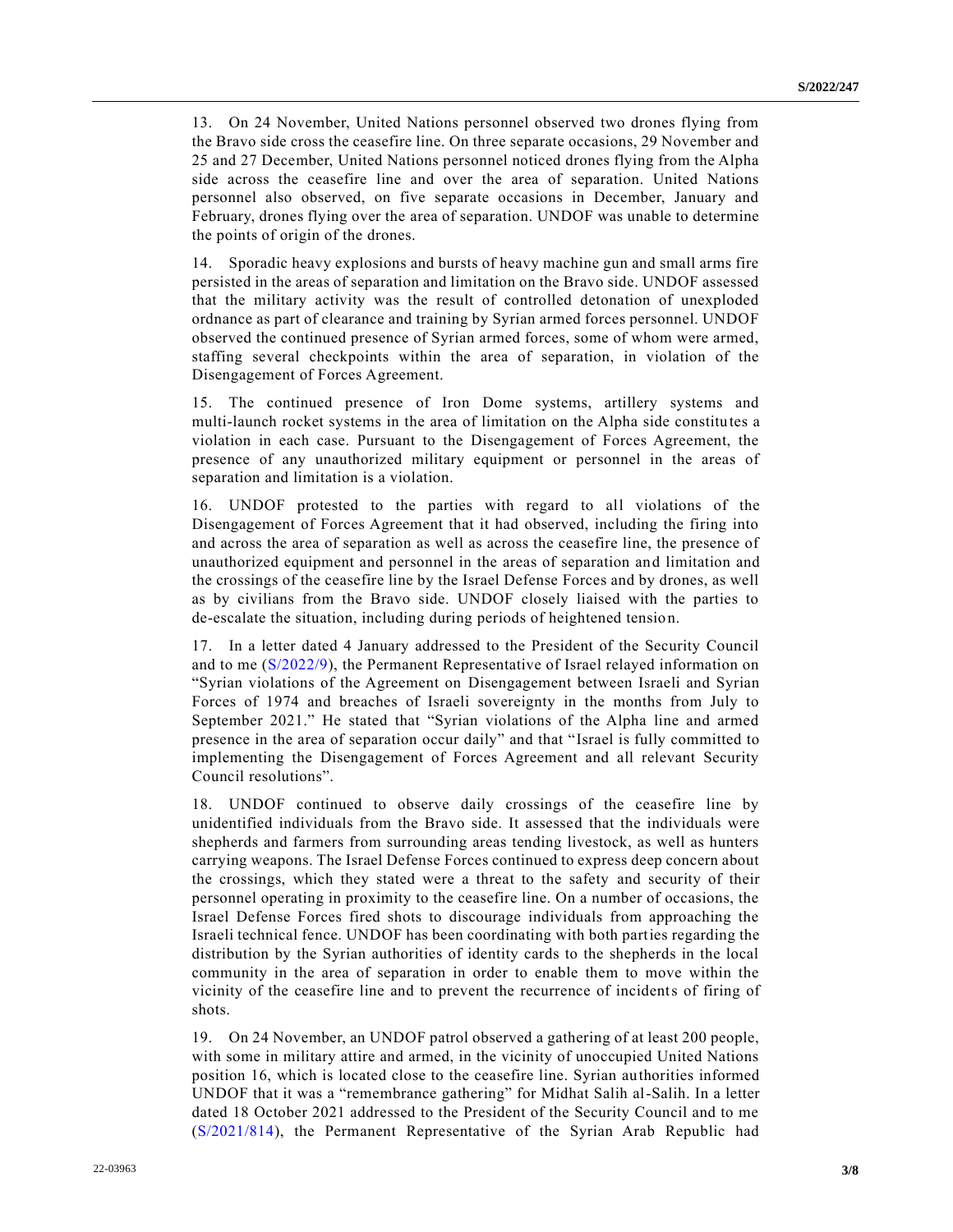13. On 24 November, United Nations personnel observed two drones flying from the Bravo side cross the ceasefire line. On three separate occasions, 29 November and 25 and 27 December, United Nations personnel noticed drones flying from the Alpha side across the ceasefire line and over the area of separation. United Nations personnel also observed, on five separate occasions in December, January and February, drones flying over the area of separation. UNDOF was unable to determine the points of origin of the drones.

14. Sporadic heavy explosions and bursts of heavy machine gun and small arms fire persisted in the areas of separation and limitation on the Bravo side. UNDOF assessed that the military activity was the result of controlled detonation of unexploded ordnance as part of clearance and training by Syrian armed forces personnel. UNDOF observed the continued presence of Syrian armed forces, some of whom were armed, staffing several checkpoints within the area of separation, in violation of the Disengagement of Forces Agreement.

15. The continued presence of Iron Dome systems, artillery systems and multi-launch rocket systems in the area of limitation on the Alpha side constitutes a violation in each case. Pursuant to the Disengagement of Forces Agreement, the presence of any unauthorized military equipment or personnel in the areas of separation and limitation is a violation.

16. UNDOF protested to the parties with regard to all violations of the Disengagement of Forces Agreement that it had observed, including the firing into and across the area of separation as well as across the ceasefire line, the presence of unauthorized equipment and personnel in the areas of separation and limitation and the crossings of the ceasefire line by the Israel Defense Forces and by drones, as well as by civilians from the Bravo side. UNDOF closely liaised with the parties to de-escalate the situation, including during periods of heightened tension.

17. In a letter dated 4 January addressed to the President of the Security Council and to me (S/2022/9), the Permanent Representative of Israel relayed information on "Syrian violations of the Agreement on Disengagement between Israeli and Syrian Forces of 1974 and breaches of Israeli sovereignty in the months from July to September 2021." He stated that "Syrian violations of the Alpha line and armed presence in the area of separation occur daily" and that "Israel is fully committed to implementing the Disengagement of Forces Agreement and all relevant Security Council resolutions".

18. UNDOF continued to observe daily crossings of the ceasefire line by unidentified individuals from the Bravo side. It assessed that the individuals were shepherds and farmers from surrounding areas tending livestock, as well as hunters carrying weapons. The Israel Defense Forces continued to express deep concern about the crossings, which they stated were a threat to the safety and security of their personnel operating in proximity to the ceasefire line. On a number of occasions, the Israel Defense Forces fired shots to discourage individuals from approaching the Israeli technical fence. UNDOF has been coordinating with both parties regarding the distribution by the Syrian authorities of identity cards to the shepherds in the local community in the area of separation in order to enable them to move within the vicinity of the ceasefire line and to prevent the recurrence of incidents of firing of shots.

19. On 24 November, an UNDOF patrol observed a gathering of at least 200 people, with some in military attire and armed, in the vicinity of unoccupied United Nations position 16, which is located close to the ceasefire line. Syrian authorities informed UNDOF that it was a "remembrance gathering" for Midhat Salih al-Salih. In a letter dated 18 October 2021 addressed to the President of the Security Council and to me (S/2021/814), the Permanent Representative of the Syrian Arab Republic had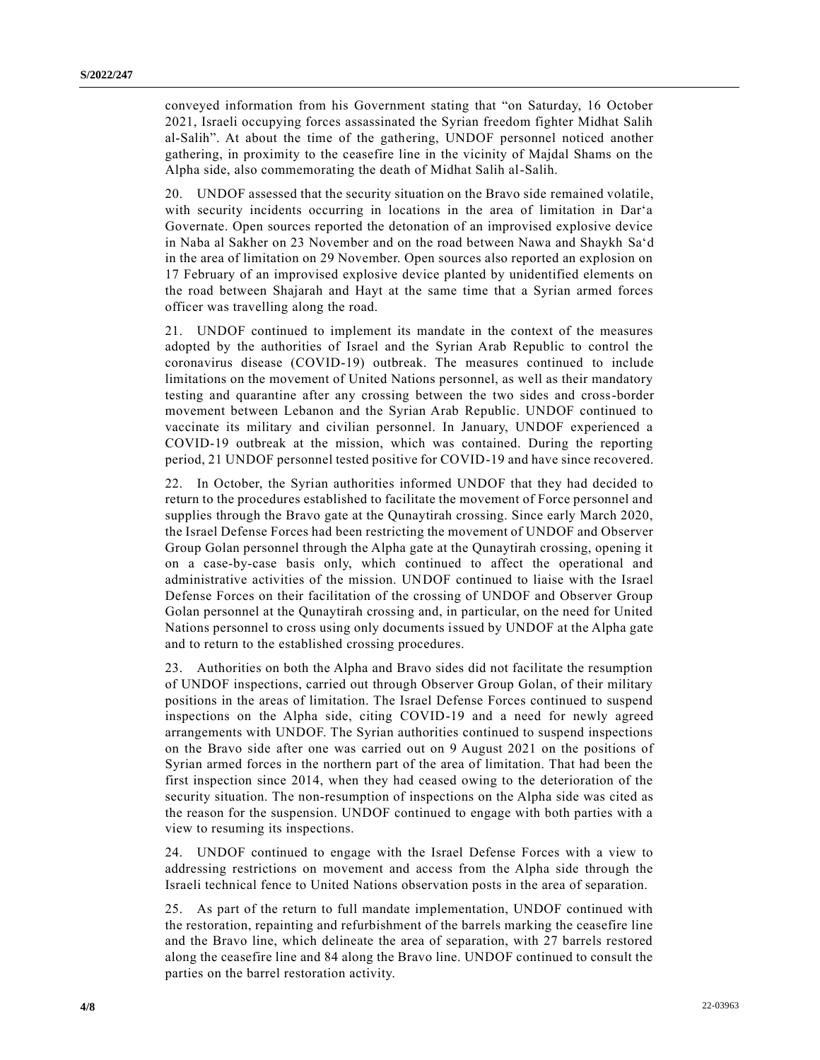conveyed information from his Government stating that "on Saturday, 16 October 2021, Israeli occupying forces assassinated the Syrian freedom fighter Midhat Salih al-Salih". At about the time of the gathering, UNDOF personnel noticed another gathering, in proximity to the ceasefire line in the vicinity of Majdal Shams on the Alpha side, also commemorating the death of Midhat Salih al-Salih.

20. UNDOF assessed that the security situation on the Bravo side remained volatile, with security incidents occurring in locations in the area of limitation in Dar'a Governate. Open sources reported the detonation of an improvised explosive device in Naba al Sakher on 23 November and on the road between Nawa and Shaykh Sa'd in the area of limitation on 29 November. Open sources also reported an explosion on 17 February of an improvised explosive device planted by unidentified elements on the road between Shajarah and Hayt at the same time that a Syrian armed forces officer was travelling along the road.

21. UNDOF continued to implement its mandate in the context of the measures adopted by the authorities of Israel and the Syrian Arab Republic to control the coronavirus disease (COVID-19) outbreak. The measures continued to include limitations on the movement of United Nations personnel, as well as their mandatory testing and quarantine after any crossing between the two sides and cross-border movement between Lebanon and the Syrian Arab Republic. UNDOF continued to vaccinate its military and civilian personnel. In January, UNDOF experienced a COVID-19 outbreak at the mission, which was contained. During the reporting period, 21 UNDOF personnel tested positive for COVID-19 and have since recovered.

22. In October, the Syrian authorities informed UNDOF that they had decided to return to the procedures established to facilitate the movement of Force personnel and supplies through the Bravo gate at the Qunaytirah crossing. Since early March 2020, the Israel Defense Forces had been restricting the movement of UNDOF and Observer Group Golan personnel through the Alpha gate at the Qunaytirah crossing, opening it on a case-by-case basis only, which continued to affect the operational and administrative activities of the mission. UNDOF continued to liaise with the Israel Defense Forces on their facilitation of the crossing of UNDOF and Observer Group Golan personnel at the Qunaytirah crossing and, in particular, on the need for United Nations personnel to cross using only documents issued by UNDOF at the Alpha gate and to return to the established crossing procedures.

23. Authorities on both the Alpha and Bravo sides did not facilitate the resumption of UNDOF inspections, carried out through Observer Group Golan, of their military positions in the areas of limitation. The Israel Defense Forces continued to suspend inspections on the Alpha side, citing COVID-19 and a need for newly agreed arrangements with UNDOF. The Syrian authorities continued to suspend inspections on the Bravo side after one was carried out on 9 August 2021 on the positions of Syrian armed forces in the northern part of the area of limitation. That had been the first inspection since 2014, when they had ceased owing to the deterioration of the security situation. The non-resumption of inspections on the Alpha side was cited as the reason for the suspension. UNDOF continued to engage with both parties with a view to resuming its inspections.

24. UNDOF continued to engage with the Israel Defense Forces with a view to addressing restrictions on movement and access from the Alpha side through the Israeli technical fence to United Nations observation posts in the area of separation.

25. As part of the return to full mandate implementation, UNDOF continued with the restoration, repainting and refurbishment of the barrels marking the ceasefire line and the Bravo line, which delineate the area of separation, with 27 barrels restored along the ceasefire line and 84 along the Bravo line. UNDOF continued to consult the parties on the barrel restoration activity.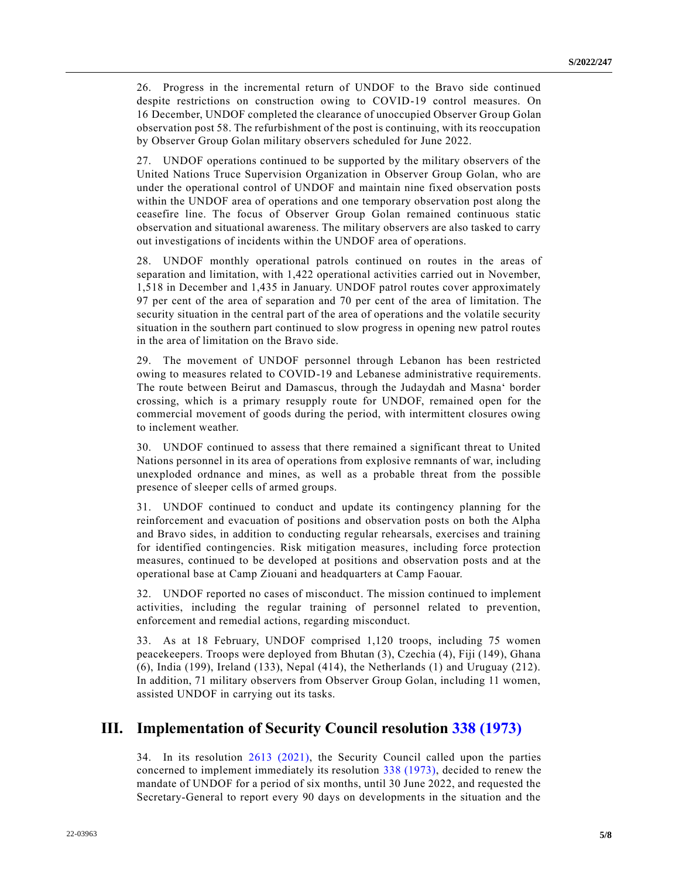26. Progress in the incremental return of UNDOF to the Bravo side continued despite restrictions on construction owing to COVID-19 control measures. On 16 December, UNDOF completed the clearance of unoccupied Observer Group Golan observation post 58. The refurbishment of the post is continuing, with its reoccupation by Observer Group Golan military observers scheduled for June 2022.

27. UNDOF operations continued to be supported by the military observers of the United Nations Truce Supervision Organization in Observer Group Golan, who are under the operational control of UNDOF and maintain nine fixed observation posts within the UNDOF area of operations and one temporary observation post along the ceasefire line. The focus of Observer Group Golan remained continuous static observation and situational awareness. The military observers are also tasked to carry out investigations of incidents within the UNDOF area of operations.

28. UNDOF monthly operational patrols continued on routes in the areas of separation and limitation, with 1,422 operational activities carried out in November, 1,518 in December and 1,435 in January. UNDOF patrol routes cover approximately 97 per cent of the area of separation and 70 per cent of the area of limitation. The security situation in the central part of the area of operations and the volatile security situation in the southern part continued to slow progress in opening new patrol routes in the area of limitation on the Bravo side.

29. The movement of UNDOF personnel through Lebanon has been restricted owing to measures related to COVID-19 and Lebanese administrative requirements. The route between Beirut and Damascus, through the Judaydah and Masnaʿ border crossing, which is a primary resupply route for UNDOF, remained open for the commercial movement of goods during the period, with intermittent closures owing to inclement weather.

30. UNDOF continued to assess that there remained a significant threat to United Nations personnel in its area of operations from explosive remnants of war, including unexploded ordnance and mines, as well as a probable threat from the possible presence of sleeper cells of armed groups.

31. UNDOF continued to conduct and update its contingency planning for the reinforcement and evacuation of positions and observation posts on both the Alpha and Bravo sides, in addition to conducting regular rehearsals, exercises and training for identified contingencies. Risk mitigation measures, including force protection measures, continued to be developed at positions and observation posts and at the operational base at Camp Ziouani and headquarters at Camp Faouar.

32. UNDOF reported no cases of misconduct. The mission continued to implement activities, including the regular training of personnel related to prevention, enforcement and remedial actions, regarding misconduct.

33. As at 18 February, UNDOF comprised 1,120 troops, including 75 women peacekeepers. Troops were deployed from Bhutan (3), Czechia (4), Fiji (149), Ghana (6), India (199), Ireland (133), Nepal (414), the Netherlands (1) and Uruguay (212). In addition, 71 military observers from Observer Group Golan, including 11 women, assisted UNDOF in carrying out its tasks.

## III. Implementation of Security Council resolution 338 (1973)

34. In its resolution 2613 (2021), the Security Council called upon the parties concerned to implement immediately its resolution 338 (1973), decided to renew the mandate of UNDOF for a period of six months, until 30 June 2022, and requested the Secretary-General to report every 90 days on developments in the situation and the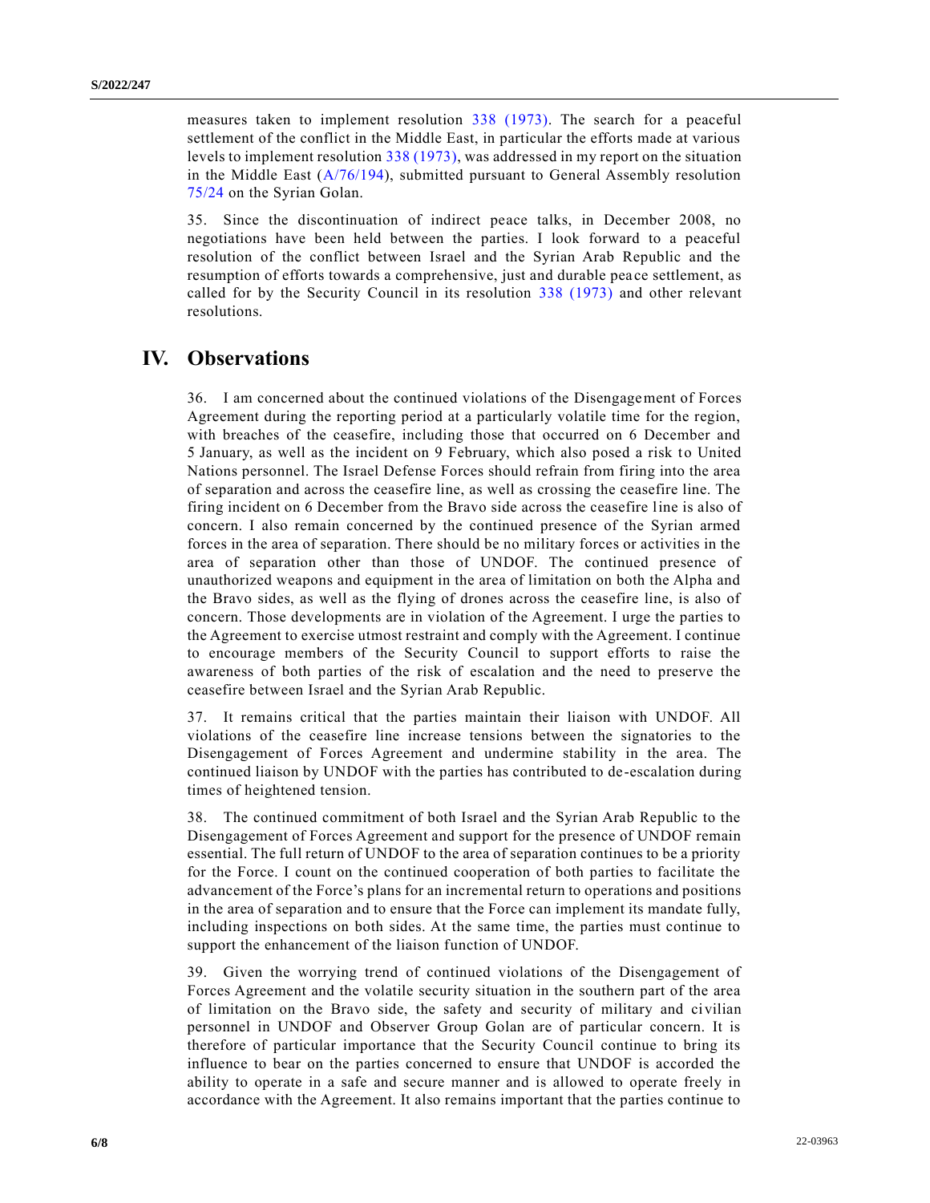measures taken to implement resolution 338 (1973). The search for a peaceful settlement of the conflict in the Middle East, in particular the efforts made at various levels to implement resolution 338 (1973), was addressed in my report on the situation in the Middle East (A/76/194), submitted pursuant to General Assembly resolution 75/24 on the Syrian Golan.

35. Since the discontinuation of indirect peace talks, in December 2008, no negotiations have been held between the parties. I look forward to a peaceful resolution of the conflict between Israel and the Syrian Arab Republic and the resumption of efforts towards a comprehensive, just and durable peace settlement, as called for by the Security Council in its resolution 338 (1973) and other relevant resolutions.

## IV. Observations

36. I am concerned about the continued violations of the Disengagement of Forces Agreement during the reporting period at a particularly volatile time for the region, with breaches of the ceasefire, including those that occurred on 6 December and 5 January, as well as the incident on 9 February, which also posed a risk to United Nations personnel. The Israel Defense Forces should refrain from firing into the area of separation and across the ceasefire line, as well as crossing the ceasefire line. The firing incident on 6 December from the Bravo side across the ceasefire line is also of concern. I also remain concerned by the continued presence of the Syrian armed forces in the area of separation. There should be no military forces or activities in the area of separation other than those of UNDOF. The continued presence of unauthorized weapons and equipment in the area of limitation on both the Alpha and the Bravo sides, as well as the flying of drones across the ceasefire line, is also of concern. Those developments are in violation of the Agreement. I urge the parties to the Agreement to exercise utmost restraint and comply with the Agreement. I continue to encourage members of the Security Council to support efforts to raise the awareness of both parties of the risk of escalation and the need to preserve the ceasefire between Israel and the Syrian Arab Republic.

37. It remains critical that the parties maintain their liaison with UNDOF. All violations of the ceasefire line increase tensions between the signatories to the Disengagement of Forces Agreement and undermine stability in the area. The continued liaison by UNDOF with the parties has contributed to de-escalation during times of heightened tension.

38. The continued commitment of both Israel and the Syrian Arab Republic to the Disengagement of Forces Agreement and support for the presence of UNDOF remain essential. The full return of UNDOF to the area of separation continues to be a priority for the Force. I count on the continued cooperation of both parties to facilitate the advancement of the Force's plans for an incremental return to operations and positions in the area of separation and to ensure that the Force can implement its mandate fully, including inspections on both sides. At the same time, the parties must continue to support the enhancement of the liaison function of UNDOF.

39. Given the worrying trend of continued violations of the Disengagement of Forces Agreement and the volatile security situation in the southern part of the area of limitation on the Bravo side, the safety and security of military and civilian personnel in UNDOF and Observer Group Golan are of particular concern. It is therefore of particular importance that the Security Council continue to bring its influence to bear on the parties concerned to ensure that UNDOF is accorded the ability to operate in a safe and secure manner and is allowed to operate freely in accordance with the Agreement. It also remains important that the parties continue to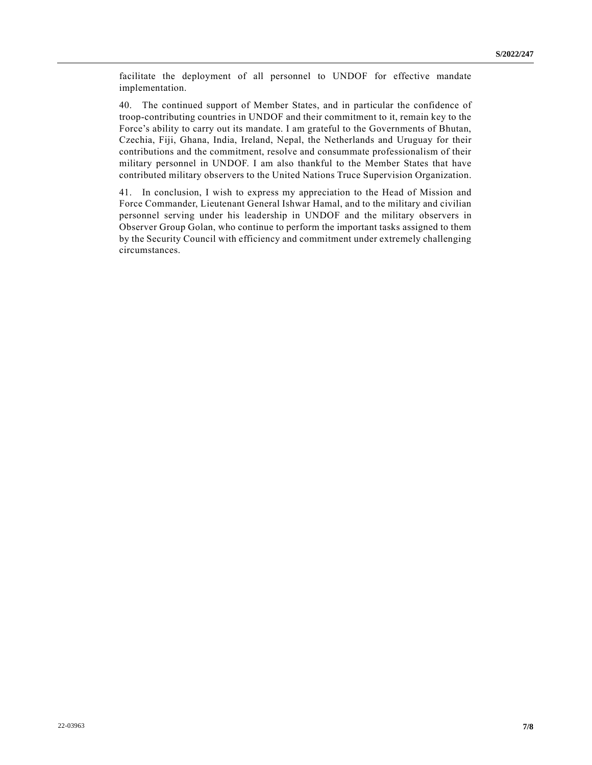facilitate the deployment of all personnel to UNDOF for effective mandate implementation.

40. The continued support of Member States, and in particular the confidence of troop-contributing countries in UNDOF and their commitment to it, remain key to the Force's ability to carry out its mandate. I am grateful to the Governments of Bhutan, Czechia, Fiji, Ghana, India, Ireland, Nepal, the Netherlands and Uruguay for their contributions and the commitment, resolve and consummate professionalism of their military personnel in UNDOF. I am also thankful to the Member States that have contributed military observers to the United Nations Truce Supervision Organization.

41. In conclusion, I wish to express my appreciation to the Head of Mission and Force Commander, Lieutenant General Ishwar Hamal, and to the military and civilian personnel serving under his leadership in UNDOF and the military observers in Observer Group Golan, who continue to perform the important tasks assigned to them by the Security Council with efficiency and commitment under extremely challenging circumstances.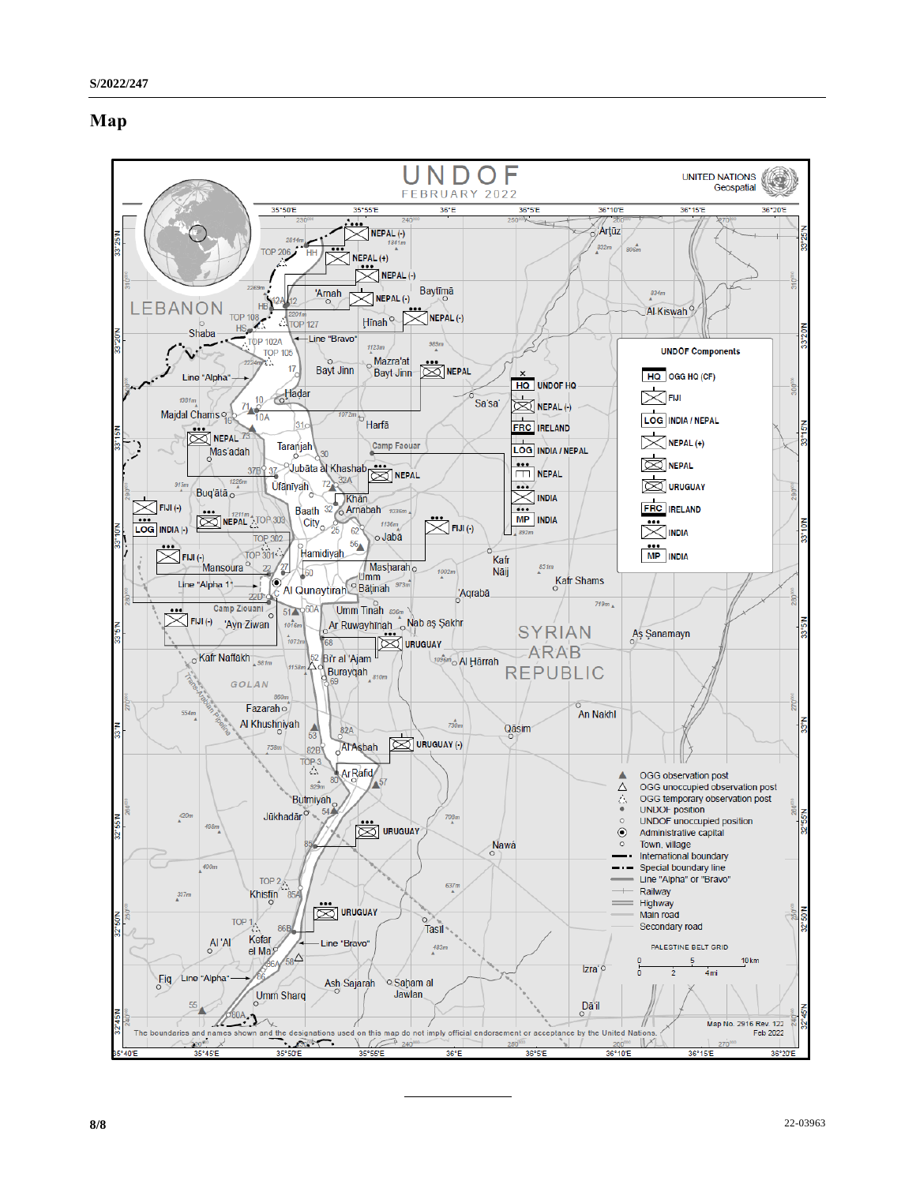# Map

UNDOF
FEBRUARY 2022

UNITED NATIONS
Geospatial

LEBANON

SYRIAN ARAB REPUBLIC

GOLAN

UNDOF Components

HQ OGG HQ (CF)

FIJI

LOG INDIA / NEPAL

NEPAL (+)

NEPAL

URUGUAY

FRC IRELAND

INDIA

MP INDIA

OGG observation post

OGG unoccupied observation post

OGG temporary observation post

UNDOF position

UNDOF unoccupied position

Administrative capital

Town, village

International boundary

Special boundary line

Line "Alpha" or "Bravo"

Railway

Highway

Main road

Secondary road

PALESTINE BELT GRID

0 5 10 km

0 2 4 mi

The boundaries and names shown and the designations used on this map do not imply official endorsement or acceptance by the United Nations.

Map No. 2916 Rev. 122
Feb 2022